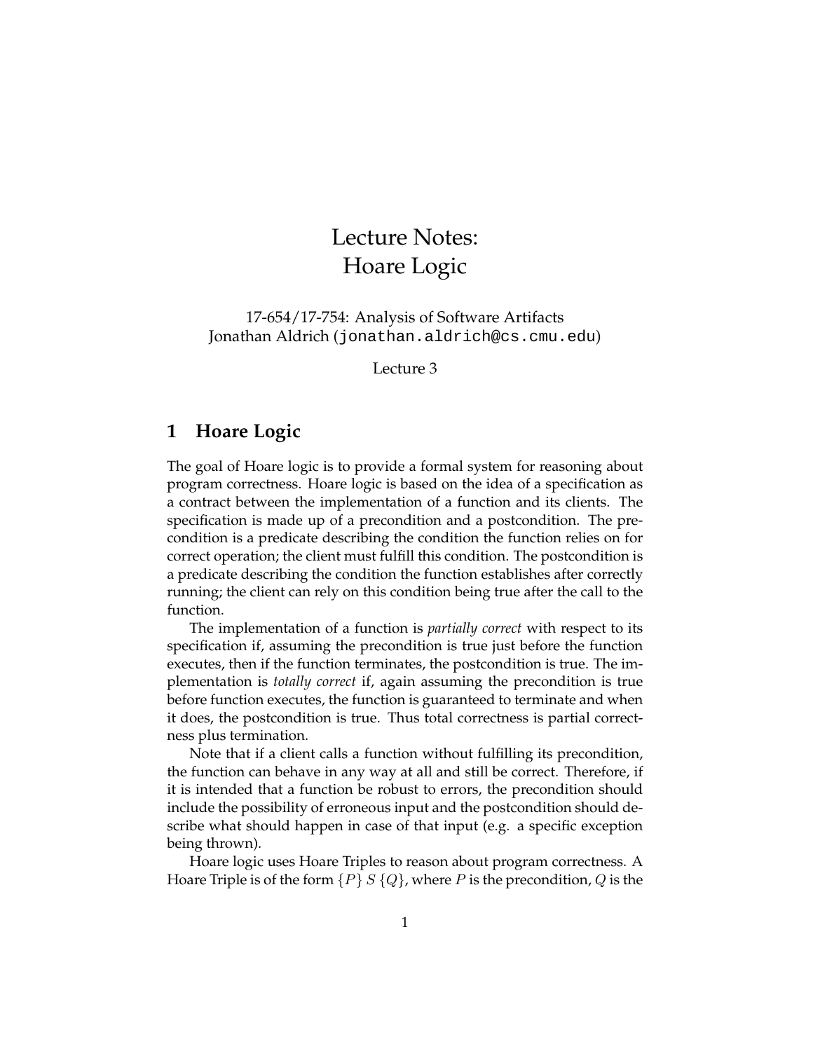# Lecture Notes: Hoare Logic

17-654/17-754: Analysis of Software Artifacts
Jonathan Aldrich (`jonathan.aldrich@cs.cmu.edu`)

Lecture 3

## 1 Hoare Logic

The goal of Hoare logic is to provide a formal system for reasoning about program correctness. Hoare logic is based on the idea of a specification as a contract between the implementation of a function and its clients. The specification is made up of a precondition and a postcondition. The precondition is a predicate describing the condition the function relies on for correct operation; the client must fulfill this condition. The postcondition is a predicate describing the condition the function establishes after correctly running; the client can rely on this condition being true after the call to the function.

The implementation of a function is *partially correct* with respect to its specification if, assuming the precondition is true just before the function executes, then if the function terminates, the postcondition is true. The implementation is *totally correct* if, again assuming the precondition is true before function executes, the function is guaranteed to terminate and when it does, the postcondition is true. Thus total correctness is partial correctness plus termination.

Note that if a client calls a function without fulfilling its precondition, the function can behave in any way at all and still be correct. Therefore, if it is intended that a function be robust to errors, the precondition should include the possibility of erroneous input and the postcondition should describe what should happen in case of that input (e.g. a specific exception being thrown).

Hoare logic uses Hoare Triples to reason about program correctness. A Hoare Triple is of the form $\{P\}\ S\ \{Q\}$, where $P$ is the precondition, $Q$ is the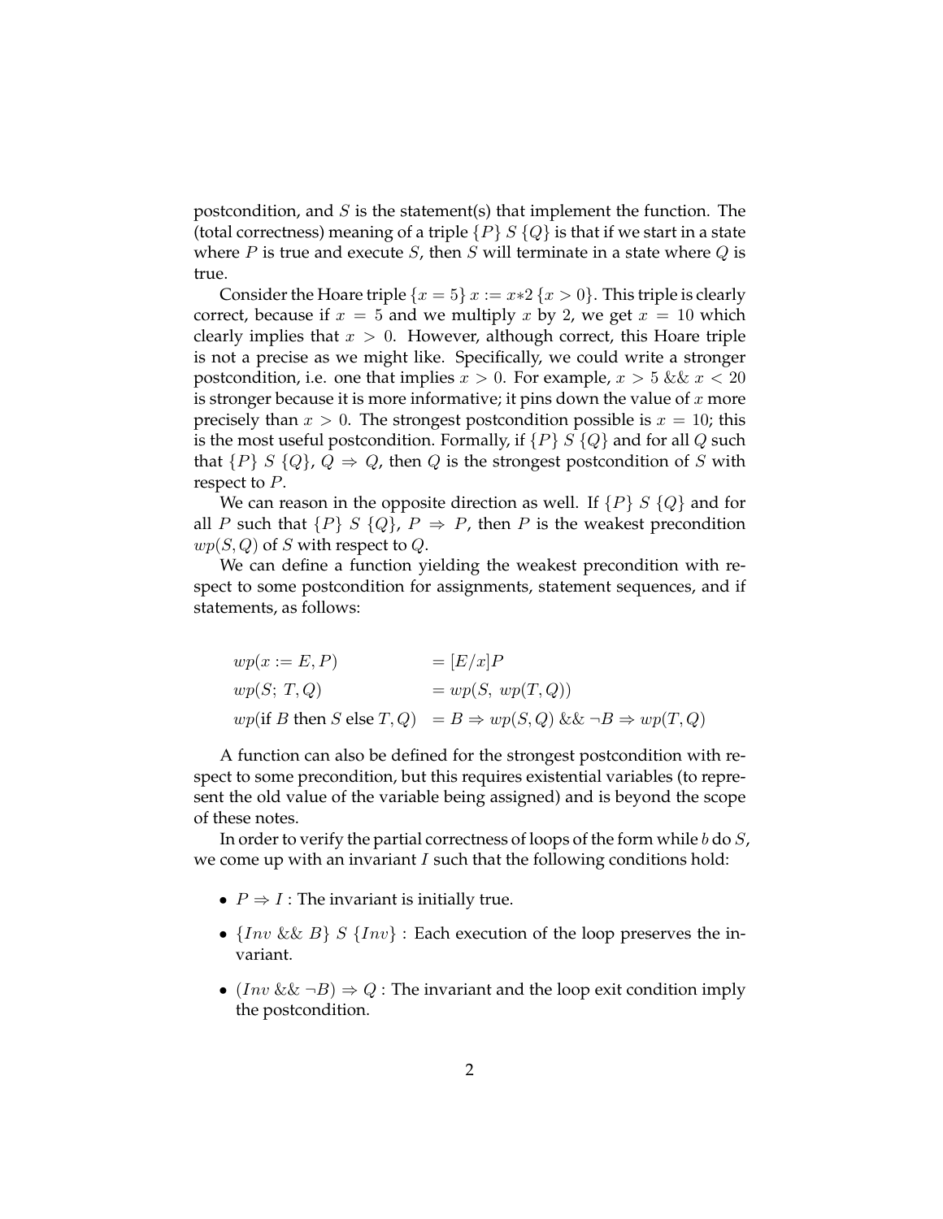postcondition, and $S$ is the statement(s) that implement the function. The (total correctness) meaning of a triple $\{P\}\ S\ \{Q\}$ is that if we start in a state where $P$ is true and execute $S$, then $S$ will terminate in a state where $Q$ is true.

Consider the Hoare triple $\{x = 5\}\ x := x{*}2\ \{x > 0\}$. This triple is clearly correct, because if $x = 5$ and we multiply $x$ by 2, we get $x = 10$ which clearly implies that $x > 0$. However, although correct, this Hoare triple is not a precise as we might like. Specifically, we could write a stronger postcondition, i.e. one that implies $x > 0$. For example, $x > 5$ && $x < 20$ is stronger because it is more informative; it pins down the value of $x$ more precisely than $x > 0$. The strongest postcondition possible is $x = 10$; this is the most useful postcondition. Formally, if $\{P\}\ S\ \{Q\}$ and for all $Q$ such that $\{P\}\ S\ \{Q\}$, $Q \Rightarrow Q$, then $Q$ is the strongest postcondition of $S$ with respect to $P$.

We can reason in the opposite direction as well. If $\{P\}\ S\ \{Q\}$ and for all $P$ such that $\{P\}\ S\ \{Q\}$, $P \Rightarrow P$, then $P$ is the weakest precondition $wp(S, Q)$ of $S$ with respect to $Q$.

We can define a function yielding the weakest precondition with respect to some postcondition for assignments, statement sequences, and if statements, as follows:

$$
\begin{aligned}
&wp(x := E, P) && = [E/x]P \\
&wp(S;\ T, Q) && = wp(S,\ wp(T, Q)) \\
&wp(\text{if } B \text{ then } S \text{ else } T, Q) && = B \Rightarrow wp(S, Q)\ \&\&\ \neg B \Rightarrow wp(T, Q)
\end{aligned}
$$

A function can also be defined for the strongest postcondition with respect to some precondition, but this requires existential variables (to represent the old value of the variable being assigned) and is beyond the scope of these notes.

In order to verify the partial correctness of loops of the form while $b$ do $S$, we come up with an invariant $I$ such that the following conditions hold:

- $P \Rightarrow I$ : The invariant is initially true.
- $\{Inv\ \&\&\ B\}\ S\ \{Inv\}$ : Each execution of the loop preserves the invariant.
- $(Inv\ \&\&\ \neg B) \Rightarrow Q$ : The invariant and the loop exit condition imply the postcondition.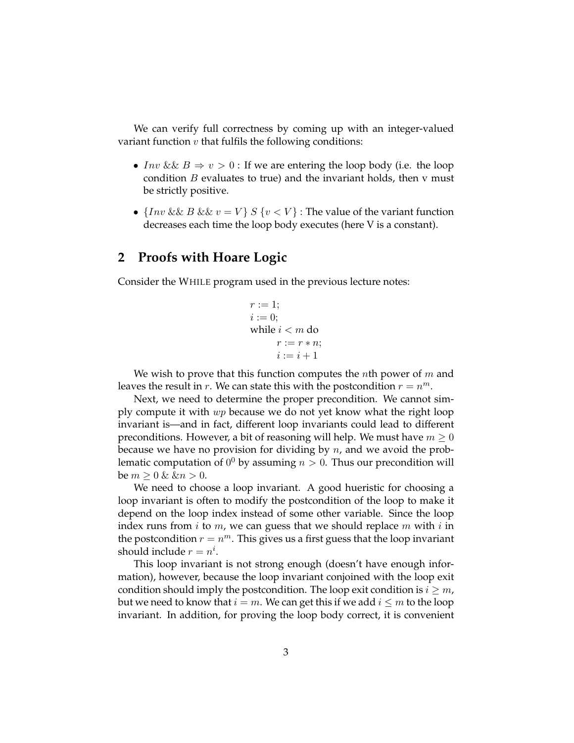We can verify full correctness by coming up with an integer-valued variant function $v$ that fulfils the following conditions:

- $Inv$ && $B \Rightarrow v > 0$ : If we are entering the loop body (i.e. the loop condition $B$ evaluates to true) and the invariant holds, then v must be strictly positive.
- $\{Inv$ && $B$ && $v = V\}$ $S$ $\{v < V\}$ : The value of the variant function decreases each time the loop body executes (here V is a constant).

## 2 Proofs with Hoare Logic

Consider the WHILE program used in the previous lecture notes:

```
r := 1;
i := 0;
while i < m do
    r := r * n;
    i := i + 1
```

We wish to prove that this function computes the $n$th power of $m$ and leaves the result in $r$. We can state this with the postcondition $r = n^m$.

Next, we need to determine the proper precondition. We cannot simply compute it with $wp$ because we do not yet know what the right loop invariant is—and in fact, different loop invariants could lead to different preconditions. However, a bit of reasoning will help. We must have $m \geq 0$ because we have no provision for dividing by $n$, and we avoid the problematic computation of $0^0$ by assuming $n > 0$. Thus our precondition will be $m \geq 0$ & &$n > 0$.

We need to choose a loop invariant. A good hueristic for choosing a loop invariant is often to modify the postcondition of the loop to make it depend on the loop index instead of some other variable. Since the loop index runs from $i$ to $m$, we can guess that we should replace $m$ with $i$ in the postcondition $r = n^m$. This gives us a first guess that the loop invariant should include $r = n^i$.

This loop invariant is not strong enough (doesn't have enough information), however, because the loop invariant conjoined with the loop exit condition should imply the postcondition. The loop exit condition is $i \geq m$, but we need to know that $i = m$. We can get this if we add $i \leq m$ to the loop invariant. In addition, for proving the loop body correct, it is convenient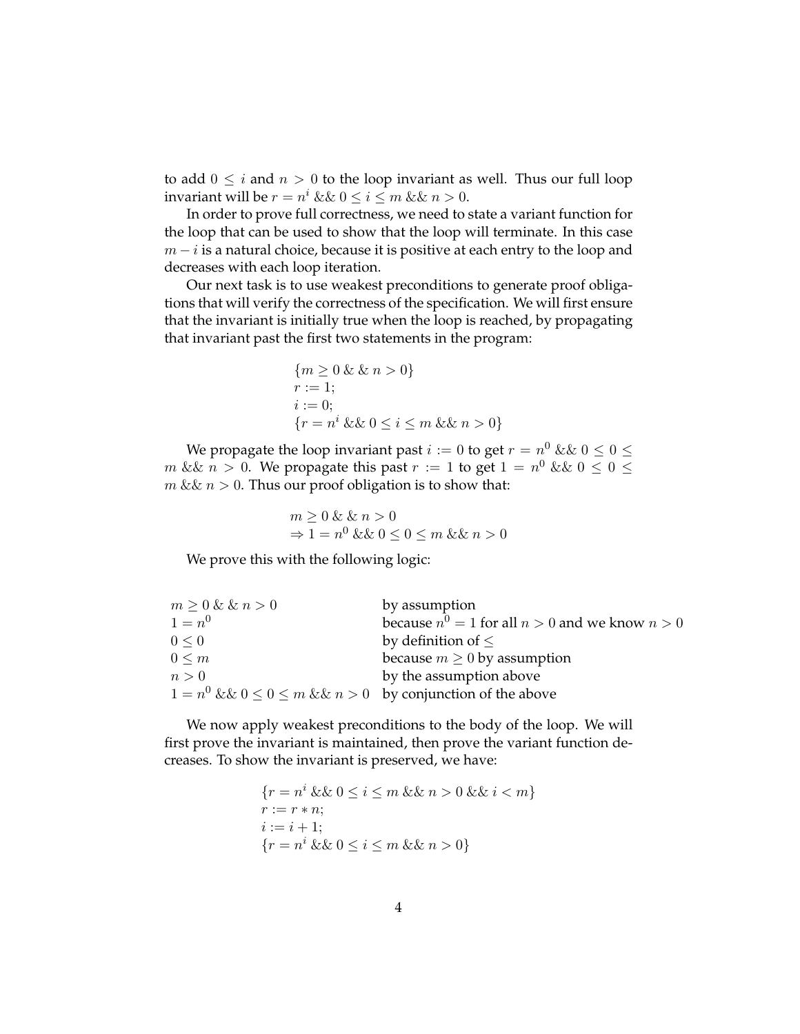to add $0 \leq i$ and $n > 0$ to the loop invariant as well. Thus our full loop invariant will be $r = n^i$ && $0 \leq i \leq m$ && $n > 0$.

In order to prove full correctness, we need to state a variant function for the loop that can be used to show that the loop will terminate. In this case $m - i$ is a natural choice, because it is positive at each entry to the loop and decreases with each loop iteration.

Our next task is to use weakest preconditions to generate proof obligations that will verify the correctness of the specification. We will first ensure that the invariant is initially true when the loop is reached, by propagating that invariant past the first two statements in the program:

$$
\begin{aligned}
&\{m \geq 0 \;\&\;\& \; n > 0\} \\
&r := 1; \\
&i := 0; \\
&\{r = n^i \;\&\& \; 0 \leq i \leq m \;\&\& \; n > 0\}
\end{aligned}
$$

We propagate the loop invariant past $i := 0$ to get $r = n^0$ && $0 \leq 0 \leq m$ && $n > 0$. We propagate this past $r := 1$ to get $1 = n^0$ && $0 \leq 0 \leq m$ && $n > 0$. Thus our proof obligation is to show that:

$$
\begin{aligned}
&m \geq 0 \;\&\;\& \; n > 0 \\
&\Rightarrow 1 = n^0 \;\&\& \; 0 \leq 0 \leq m \;\&\& \; n > 0
\end{aligned}
$$

We prove this with the following logic:

| | |
|---|---|
| $m \geq 0$ & & $n > 0$ | by assumption |
| $1 = n^0$ | because $n^0 = 1$ for all $n > 0$ and we know $n > 0$ |
| $0 \leq 0$ | by definition of $\leq$ |
| $0 \leq m$ | because $m \geq 0$ by assumption |
| $n > 0$ | by the assumption above |
| $1 = n^0$ && $0 \leq 0 \leq m$ && $n > 0$ | by conjunction of the above |

We now apply weakest preconditions to the body of the loop. We will first prove the invariant is maintained, then prove the variant function decreases. To show the invariant is preserved, we have:

$$
\begin{aligned}
&\{r = n^i \;\&\& \; 0 \leq i \leq m \;\&\& \; n > 0 \;\&\& \; i < m\} \\
&r := r * n; \\
&i := i + 1; \\
&\{r = n^i \;\&\& \; 0 \leq i \leq m \;\&\& \; n > 0\}
\end{aligned}
$$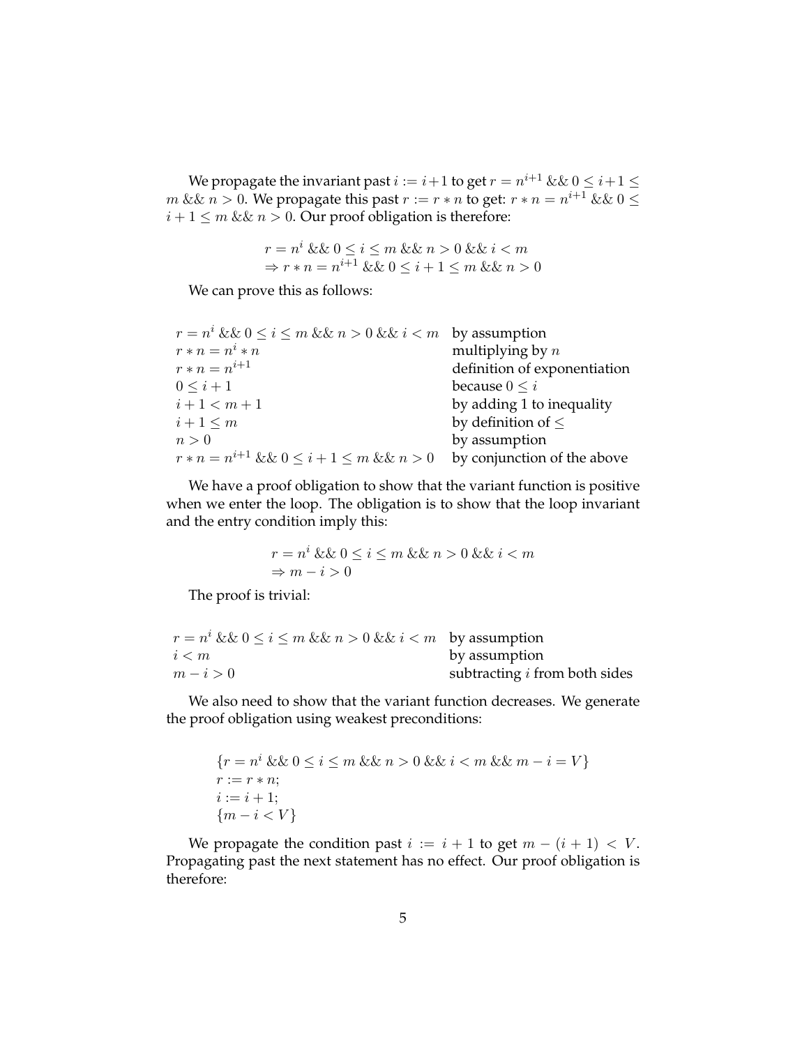We propagate the invariant past $i := i+1$ to get $r = n^{i+1}$ && $0 \leq i+1 \leq m$ && $n > 0$. We propagate this past $r := r * n$ to get: $r * n = n^{i+1}$ && $0 \leq i+1 \leq m$ && $n > 0$. Our proof obligation is therefore:

$$
\begin{array}{l}
r = n^i \text{ \&\& } 0 \leq i \leq m \text{ \&\& } n > 0 \text{ \&\& } i < m \\
\Rightarrow r * n = n^{i+1} \text{ \&\& } 0 \leq i+1 \leq m \text{ \&\& } n > 0
\end{array}
$$

We can prove this as follows:

| | |
|---|---|
| $r = n^i$ && $0 \leq i \leq m$ && $n > 0$ && $i < m$ | by assumption |
| $r * n = n^i * n$ | multiplying by $n$ |
| $r * n = n^{i+1}$ | definition of exponentiation |
| $0 \leq i+1$ | because $0 \leq i$ |
| $i+1 < m+1$ | by adding 1 to inequality |
| $i+1 \leq m$ | by definition of $\leq$ |
| $n > 0$ | by assumption |
| $r * n = n^{i+1}$ && $0 \leq i+1 \leq m$ && $n > 0$ | by conjunction of the above |

We have a proof obligation to show that the variant function is positive when we enter the loop. The obligation is to show that the loop invariant and the entry condition imply this:

$$
\begin{array}{l}
r = n^i \text{ \&\& } 0 \leq i \leq m \text{ \&\& } n > 0 \text{ \&\& } i < m \\
\Rightarrow m - i > 0
\end{array}
$$

The proof is trivial:

| | |
|---|---|
| $r = n^i$ && $0 \leq i \leq m$ && $n > 0$ && $i < m$ | by assumption |
| $i < m$ | by assumption |
| $m - i > 0$ | subtracting $i$ from both sides |

We also need to show that the variant function decreases. We generate the proof obligation using weakest preconditions:

$$
\begin{array}{l}
\{r = n^i \text{ \&\& } 0 \leq i \leq m \text{ \&\& } n > 0 \text{ \&\& } i < m \text{ \&\& } m - i = V\} \\
r := r * n; \\
i := i + 1; \\
\{m - i < V\}
\end{array}
$$

We propagate the condition past $i := i+1$ to get $m - (i+1) < V$. Propagating past the next statement has no effect. Our proof obligation is therefore: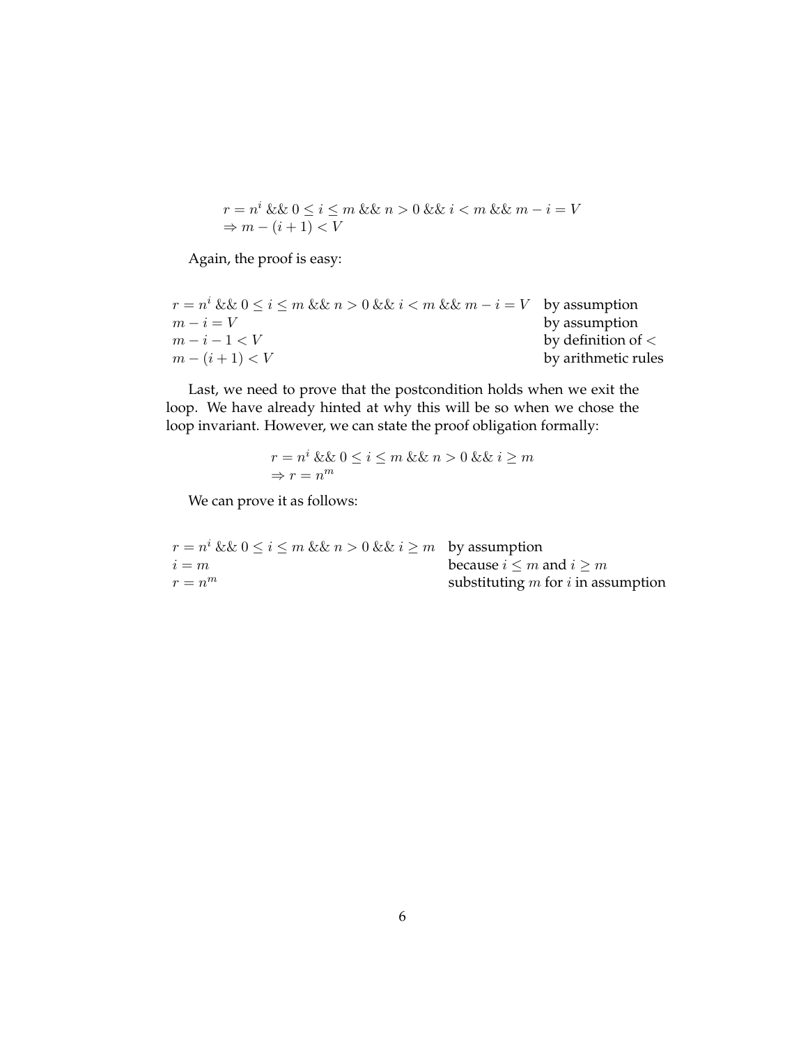$$r = n^i \ \&\& \ 0 \leq i \leq m \ \&\& \ n > 0 \ \&\& \ i < m \ \&\& \ m - i = V$$
$$\Rightarrow m - (i + 1) < V$$

Again, the proof is easy:

| | |
|---|---|
| $r = n^i \ \&\& \ 0 \leq i \leq m \ \&\& \ n > 0 \ \&\& \ i < m \ \&\& \ m - i = V$ | by assumption |
| $m - i = V$ | by assumption |
| $m - i - 1 < V$ | by definition of $<$ |
| $m - (i + 1) < V$ | by arithmetic rules |

Last, we need to prove that the postcondition holds when we exit the loop. We have already hinted at why this will be so when we chose the loop invariant. However, we can state the proof obligation formally:

$$r = n^i \ \&\& \ 0 \leq i \leq m \ \&\& \ n > 0 \ \&\& \ i \geq m$$
$$\Rightarrow r = n^m$$

We can prove it as follows:

| | |
|---|---|
| $r = n^i \ \&\& \ 0 \leq i \leq m \ \&\& \ n > 0 \ \&\& \ i \geq m$ | by assumption |
| $i = m$ | because $i \leq m$ and $i \geq m$ |
| $r = n^m$ | substituting $m$ for $i$ in assumption |